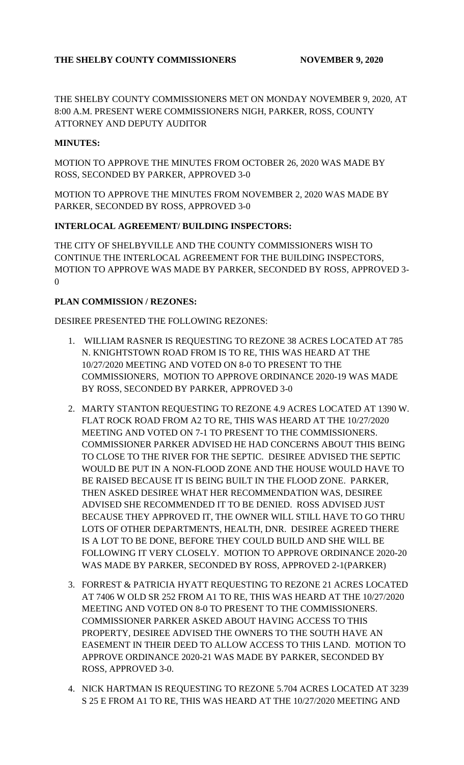**THE SHELBY COUNTY COMMISSIONERS NOVEMBER 9, 2020**

THE SHELBY COUNTY COMMISSIONERS MET ON MONDAY NOVEMBER 9, 2020, AT 8:00 A.M. PRESENT WERE COMMISSIONERS NIGH, PARKER, ROSS, COUNTY ATTORNEY AND DEPUTY AUDITOR

**MINUTES:**

MOTION TO APPROVE THE MINUTES FROM OCTOBER 26, 2020 WAS MADE BY ROSS, SECONDED BY PARKER, APPROVED 3-0

MOTION TO APPROVE THE MINUTES FROM NOVEMBER 2, 2020 WAS MADE BY PARKER, SECONDED BY ROSS, APPROVED 3-0

**INTERLOCAL AGREEMENT/ BUILDING INSPECTORS:**

THE CITY OF SHELBYVILLE AND THE COUNTY COMMISSIONERS WISH TO CONTINUE THE INTERLOCAL AGREEMENT FOR THE BUILDING INSPECTORS, MOTION TO APPROVE WAS MADE BY PARKER, SECONDED BY ROSS, APPROVED 3-0

**PLAN COMMISSION / REZONES:**

DESIREE PRESENTED THE FOLLOWING REZONES:

1. WILLIAM RASNER IS REQUESTING TO REZONE 38 ACRES LOCATED AT 785 N. KNIGHTSTOWN ROAD FROM IS TO RE, THIS WAS HEARD AT THE 10/27/2020 MEETING AND VOTED ON 8-0 TO PRESENT TO THE COMMISSIONERS, MOTION TO APPROVE ORDINANCE 2020-19 WAS MADE BY ROSS, SECONDED BY PARKER, APPROVED 3-0

2. MARTY STANTON REQUESTING TO REZONE 4.9 ACRES LOCATED AT 1390 W. FLAT ROCK ROAD FROM A2 TO RE, THIS WAS HEARD AT THE 10/27/2020 MEETING AND VOTED ON 7-1 TO PRESENT TO THE COMMISSIONERS. COMMISSIONER PARKER ADVISED HE HAD CONCERNS ABOUT THIS BEING TO CLOSE TO THE RIVER FOR THE SEPTIC. DESIREE ADVISED THE SEPTIC WOULD BE PUT IN A NON-FLOOD ZONE AND THE HOUSE WOULD HAVE TO BE RAISED BECAUSE IT IS BEING BUILT IN THE FLOOD ZONE. PARKER, THEN ASKED DESIREE WHAT HER RECOMMENDATION WAS, DESIREE ADVISED SHE RECOMMENDED IT TO BE DENIED. ROSS ADVISED JUST BECAUSE THEY APPROVED IT, THE OWNER WILL STILL HAVE TO GO THRU LOTS OF OTHER DEPARTMENTS, HEALTH, DNR. DESIREE AGREED THERE IS A LOT TO BE DONE, BEFORE THEY COULD BUILD AND SHE WILL BE FOLLOWING IT VERY CLOSELY. MOTION TO APPROVE ORDINANCE 2020-20 WAS MADE BY PARKER, SECONDED BY ROSS, APPROVED 2-1(PARKER)

3. FORREST & PATRICIA HYATT REQUESTING TO REZONE 21 ACRES LOCATED AT 7406 W OLD SR 252 FROM A1 TO RE, THIS WAS HEARD AT THE 10/27/2020 MEETING AND VOTED ON 8-0 TO PRESENT TO THE COMMISSIONERS. COMMISSIONER PARKER ASKED ABOUT HAVING ACCESS TO THIS PROPERTY, DESIREE ADVISED THE OWNERS TO THE SOUTH HAVE AN EASEMENT IN THEIR DEED TO ALLOW ACCESS TO THIS LAND. MOTION TO APPROVE ORDINANCE 2020-21 WAS MADE BY PARKER, SECONDED BY ROSS, APPROVED 3-0.

4. NICK HARTMAN IS REQUESTING TO REZONE 5.704 ACRES LOCATED AT 3239 S 25 E FROM A1 TO RE, THIS WAS HEARD AT THE 10/27/2020 MEETING AND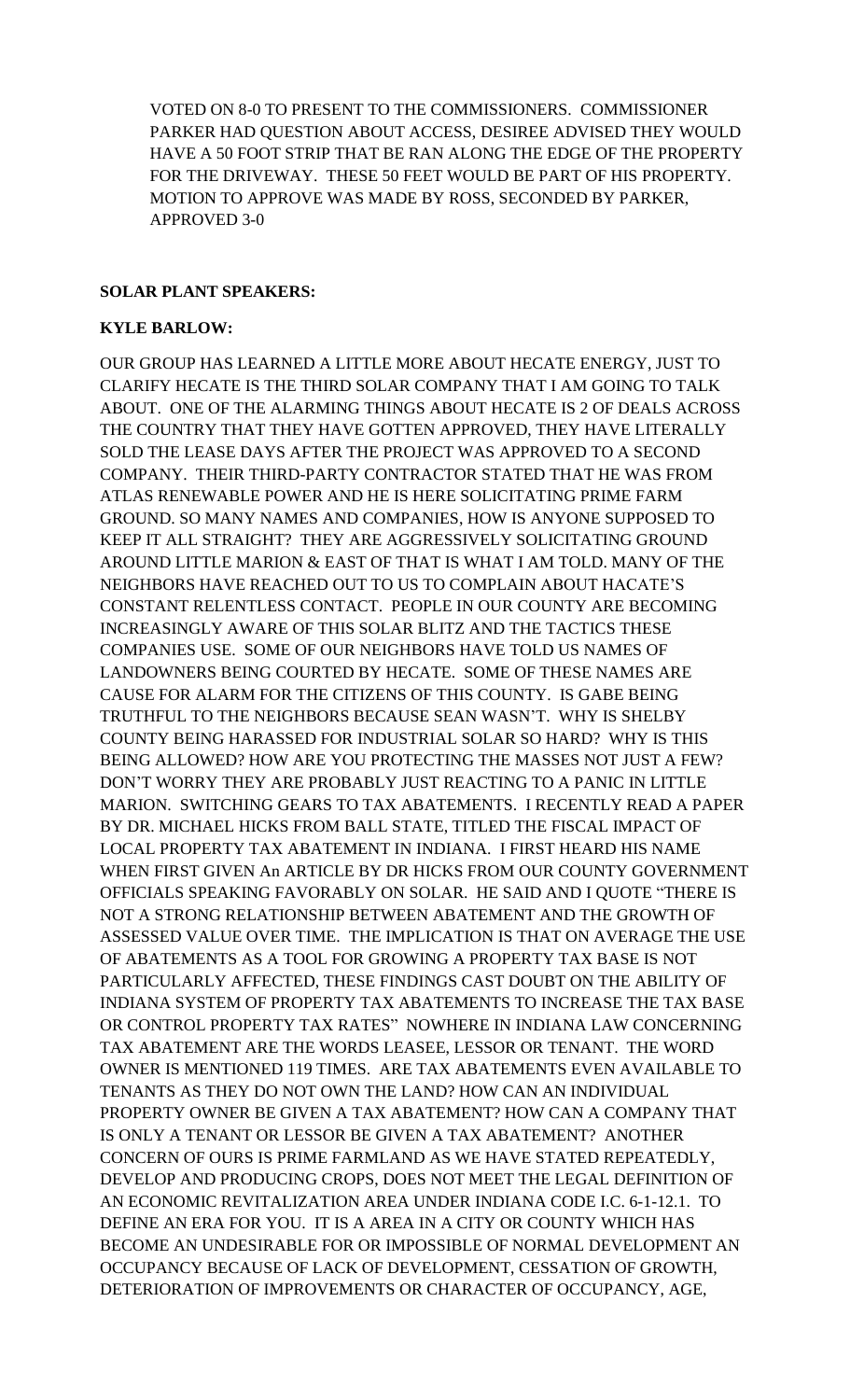VOTED ON 8-0 TO PRESENT TO THE COMMISSIONERS. COMMISSIONER PARKER HAD QUESTION ABOUT ACCESS, DESIREE ADVISED THEY WOULD HAVE A 50 FOOT STRIP THAT BE RAN ALONG THE EDGE OF THE PROPERTY FOR THE DRIVEWAY. THESE 50 FEET WOULD BE PART OF HIS PROPERTY. MOTION TO APPROVE WAS MADE BY ROSS, SECONDED BY PARKER, APPROVED 3-0

**SOLAR PLANT SPEAKERS:**

**KYLE BARLOW:**

OUR GROUP HAS LEARNED A LITTLE MORE ABOUT HECATE ENERGY, JUST TO CLARIFY HECATE IS THE THIRD SOLAR COMPANY THAT I AM GOING TO TALK ABOUT. ONE OF THE ALARMING THINGS ABOUT HECATE IS 2 OF DEALS ACROSS THE COUNTRY THAT THEY HAVE GOTTEN APPROVED, THEY HAVE LITERALLY SOLD THE LEASE DAYS AFTER THE PROJECT WAS APPROVED TO A SECOND COMPANY. THEIR THIRD-PARTY CONTRACTOR STATED THAT HE WAS FROM ATLAS RENEWABLE POWER AND HE IS HERE SOLICITATING PRIME FARM GROUND. SO MANY NAMES AND COMPANIES, HOW IS ANYONE SUPPOSED TO KEEP IT ALL STRAIGHT? THEY ARE AGGRESSIVELY SOLICITATING GROUND AROUND LITTLE MARION & EAST OF THAT IS WHAT I AM TOLD. MANY OF THE NEIGHBORS HAVE REACHED OUT TO US TO COMPLAIN ABOUT HACATE'S CONSTANT RELENTLESS CONTACT. PEOPLE IN OUR COUNTY ARE BECOMING INCREASINGLY AWARE OF THIS SOLAR BLITZ AND THE TACTICS THESE COMPANIES USE. SOME OF OUR NEIGHBORS HAVE TOLD US NAMES OF LANDOWNERS BEING COURTED BY HECATE. SOME OF THESE NAMES ARE CAUSE FOR ALARM FOR THE CITIZENS OF THIS COUNTY. IS GABE BEING TRUTHFUL TO THE NEIGHBORS BECAUSE SEAN WASN'T. WHY IS SHELBY COUNTY BEING HARASSED FOR INDUSTRIAL SOLAR SO HARD? WHY IS THIS BEING ALLOWED? HOW ARE YOU PROTECTING THE MASSES NOT JUST A FEW? DON'T WORRY THEY ARE PROBABLY JUST REACTING TO A PANIC IN LITTLE MARION. SWITCHING GEARS TO TAX ABATEMENTS. I RECENTLY READ A PAPER BY DR. MICHAEL HICKS FROM BALL STATE, TITLED THE FISCAL IMPACT OF LOCAL PROPERTY TAX ABATEMENT IN INDIANA. I FIRST HEARD HIS NAME WHEN FIRST GIVEN An ARTICLE BY DR HICKS FROM OUR COUNTY GOVERNMENT OFFICIALS SPEAKING FAVORABLY ON SOLAR. HE SAID AND I QUOTE "THERE IS NOT A STRONG RELATIONSHIP BETWEEN ABATEMENT AND THE GROWTH OF ASSESSED VALUE OVER TIME. THE IMPLICATION IS THAT ON AVERAGE THE USE OF ABATEMENTS AS A TOOL FOR GROWING A PROPERTY TAX BASE IS NOT PARTICULARLY AFFECTED, THESE FINDINGS CAST DOUBT ON THE ABILITY OF INDIANA SYSTEM OF PROPERTY TAX ABATEMENTS TO INCREASE THE TAX BASE OR CONTROL PROPERTY TAX RATES" NOWHERE IN INDIANA LAW CONCERNING TAX ABATEMENT ARE THE WORDS LEASEE, LESSOR OR TENANT. THE WORD OWNER IS MENTIONED 119 TIMES. ARE TAX ABATEMENTS EVEN AVAILABLE TO TENANTS AS THEY DO NOT OWN THE LAND? HOW CAN AN INDIVIDUAL PROPERTY OWNER BE GIVEN A TAX ABATEMENT? HOW CAN A COMPANY THAT IS ONLY A TENANT OR LESSOR BE GIVEN A TAX ABATEMENT? ANOTHER CONCERN OF OURS IS PRIME FARMLAND AS WE HAVE STATED REPEATEDLY, DEVELOP AND PRODUCING CROPS, DOES NOT MEET THE LEGAL DEFINITION OF AN ECONOMIC REVITALIZATION AREA UNDER INDIANA CODE I.C. 6-1-12.1. TO DEFINE AN ERA FOR YOU. IT IS A AREA IN A CITY OR COUNTY WHICH HAS BECOME AN UNDESIRABLE FOR OR IMPOSSIBLE OF NORMAL DEVELOPMENT AN OCCUPANCY BECAUSE OF LACK OF DEVELOPMENT, CESSATION OF GROWTH, DETERIORATION OF IMPROVEMENTS OR CHARACTER OF OCCUPANCY, AGE,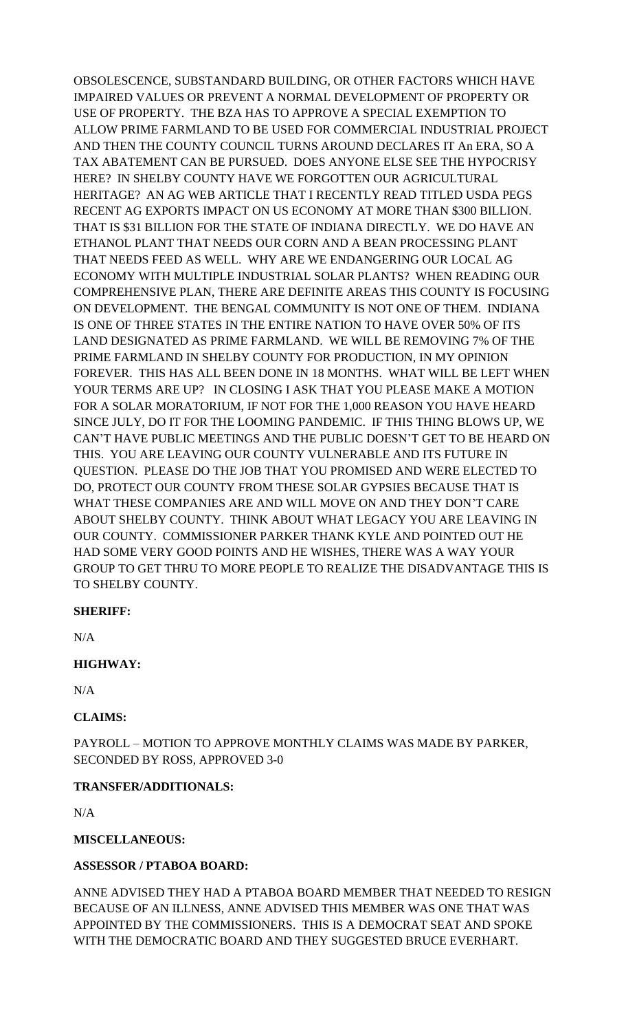OBSOLESCENCE, SUBSTANDARD BUILDING, OR OTHER FACTORS WHICH HAVE IMPAIRED VALUES OR PREVENT A NORMAL DEVELOPMENT OF PROPERTY OR USE OF PROPERTY. THE BZA HAS TO APPROVE A SPECIAL EXEMPTION TO ALLOW PRIME FARMLAND TO BE USED FOR COMMERCIAL INDUSTRIAL PROJECT AND THEN THE COUNTY COUNCIL TURNS AROUND DECLARES IT An ERA, SO A TAX ABATEMENT CAN BE PURSUED. DOES ANYONE ELSE SEE THE HYPOCRISY HERE? IN SHELBY COUNTY HAVE WE FORGOTTEN OUR AGRICULTURAL HERITAGE? AN AG WEB ARTICLE THAT I RECENTLY READ TITLED USDA PEGS RECENT AG EXPORTS IMPACT ON US ECONOMY AT MORE THAN $300 BILLION. THAT IS $31 BILLION FOR THE STATE OF INDIANA DIRECTLY. WE DO HAVE AN ETHANOL PLANT THAT NEEDS OUR CORN AND A BEAN PROCESSING PLANT THAT NEEDS FEED AS WELL. WHY ARE WE ENDANGERING OUR LOCAL AG ECONOMY WITH MULTIPLE INDUSTRIAL SOLAR PLANTS? WHEN READING OUR COMPREHENSIVE PLAN, THERE ARE DEFINITE AREAS THIS COUNTY IS FOCUSING ON DEVELOPMENT. THE BENGAL COMMUNITY IS NOT ONE OF THEM. INDIANA IS ONE OF THREE STATES IN THE ENTIRE NATION TO HAVE OVER 50% OF ITS LAND DESIGNATED AS PRIME FARMLAND. WE WILL BE REMOVING 7% OF THE PRIME FARMLAND IN SHELBY COUNTY FOR PRODUCTION, IN MY OPINION FOREVER. THIS HAS ALL BEEN DONE IN 18 MONTHS. WHAT WILL BE LEFT WHEN YOUR TERMS ARE UP? IN CLOSING I ASK THAT YOU PLEASE MAKE A MOTION FOR A SOLAR MORATORIUM, IF NOT FOR THE 1,000 REASON YOU HAVE HEARD SINCE JULY, DO IT FOR THE LOOMING PANDEMIC. IF THIS THING BLOWS UP, WE CAN'T HAVE PUBLIC MEETINGS AND THE PUBLIC DOESN'T GET TO BE HEARD ON THIS. YOU ARE LEAVING OUR COUNTY VULNERABLE AND ITS FUTURE IN QUESTION. PLEASE DO THE JOB THAT YOU PROMISED AND WERE ELECTED TO DO, PROTECT OUR COUNTY FROM THESE SOLAR GYPSIES BECAUSE THAT IS WHAT THESE COMPANIES ARE AND WILL MOVE ON AND THEY DON'T CARE ABOUT SHELBY COUNTY. THINK ABOUT WHAT LEGACY YOU ARE LEAVING IN OUR COUNTY. COMMISSIONER PARKER THANK KYLE AND POINTED OUT HE HAD SOME VERY GOOD POINTS AND HE WISHES, THERE WAS A WAY YOUR GROUP TO GET THRU TO MORE PEOPLE TO REALIZE THE DISADVANTAGE THIS IS TO SHELBY COUNTY.

**SHERIFF:**

N/A

**HIGHWAY:**

N/A

**CLAIMS:**

PAYROLL – MOTION TO APPROVE MONTHLY CLAIMS WAS MADE BY PARKER, SECONDED BY ROSS, APPROVED 3-0

**TRANSFER/ADDITIONALS:**

N/A

**MISCELLANEOUS:**

**ASSESSOR / PTABOA BOARD:**

ANNE ADVISED THEY HAD A PTABOA BOARD MEMBER THAT NEEDED TO RESIGN BECAUSE OF AN ILLNESS, ANNE ADVISED THIS MEMBER WAS ONE THAT WAS APPOINTED BY THE COMMISSIONERS. THIS IS A DEMOCRAT SEAT AND SPOKE WITH THE DEMOCRATIC BOARD AND THEY SUGGESTED BRUCE EVERHART.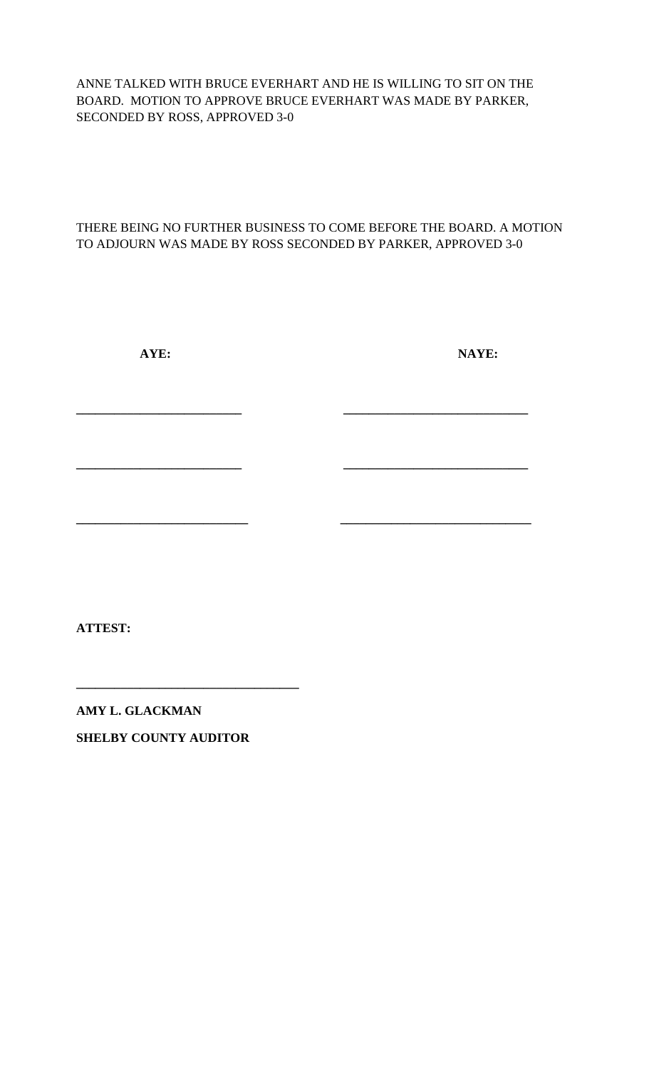ANNE TALKED WITH BRUCE EVERHART AND HE IS WILLING TO SIT ON THE BOARD. MOTION TO APPROVE BRUCE EVERHART WAS MADE BY PARKER, SECONDED BY ROSS, APPROVED 3-0

THERE BEING NO FURTHER BUSINESS TO COME BEFORE THE BOARD. A MOTION TO ADJOURN WAS MADE BY ROSS SECONDED BY PARKER, APPROVED 3-0

| **AYE:** | **NAYE:** |
| --- | --- |
| ___________________________ | ______________________________ |
| ___________________________ | ______________________________ |
| ___________________________ | ______________________________ |

**ATTEST:**

____________________________________

**AMY L. GLACKMAN**

**SHELBY COUNTY AUDITOR**